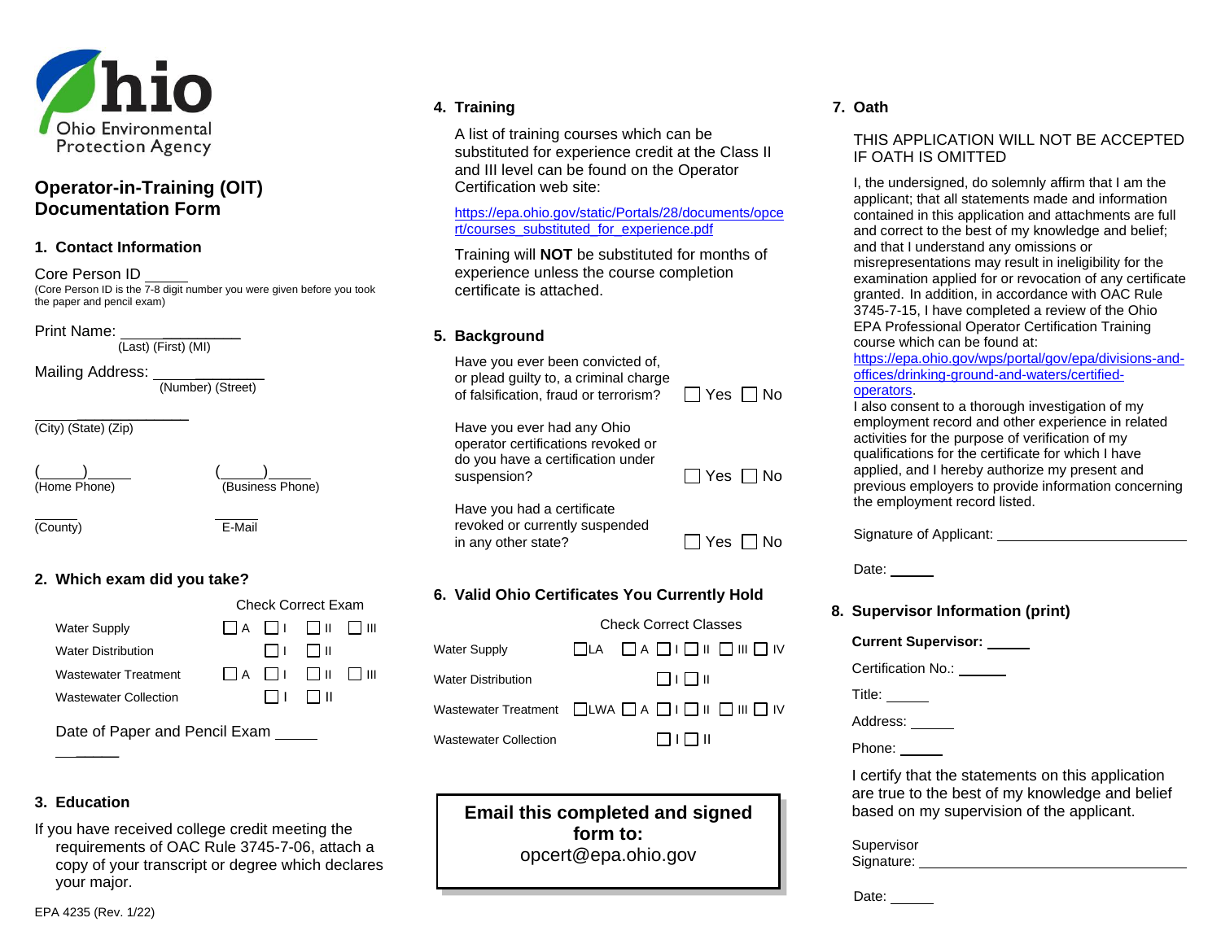Ohio Environmental Protection Agency

# Operator-in-Training (OIT) Documentation Form

## 1. Contact Information

Core Person ID _____
(Core Person ID is the 7-8 digit number you were given before you took the paper and pencil exam)

Print Name: ____________
(Last) (First) (MI)

Mailing Address: ____________
(Number) (Street)

____________
(City) (State) (Zip)

(_____)_____ (Home Phone)

(_____)_____ (Business Phone)

_____ (County)

_____ E-Mail

## 2. Which exam did you take?

| | Check Correct Exam | | | |
|---|---|---|---|---|
| Water Supply | ☐ A | ☐ I | ☐ II | ☐ III |
| Water Distribution | | ☐ I | ☐ II | |
| Wastewater Treatment | ☐ A | ☐ I | ☐ II | ☐ III |
| Wastewater Collection | | ☐ I | ☐ II | |

Date of Paper and Pencil Exam _____

## 3. Education

If you have received college credit meeting the requirements of OAC Rule 3745-7-06, attach a copy of your transcript or degree which declares your major.

## 4. Training

A list of training courses which can be substituted for experience credit at the Class II and III level can be found on the Operator Certification web site:

https://epa.ohio.gov/static/Portals/28/documents/opcert/courses_substituted_for_experience.pdf

Training will **NOT** be substituted for months of experience unless the course completion certificate is attached.

## 5. Background

Have you ever been convicted of, or plead guilty to, a criminal charge of falsification, fraud or terrorism? ☐ Yes ☐ No

Have you ever had any Ohio operator certifications revoked or do you have a certification under suspension? ☐ Yes ☐ No

Have you had a certificate revoked or currently suspended in any other state? ☐ Yes ☐ No

## 6. Valid Ohio Certificates You Currently Hold

| | Check Correct Classes | | | | | |
|---|---|---|---|---|---|---|
| Water Supply | ☐ LA | ☐ A | ☐ I | ☐ II | ☐ III | ☐ IV |
| Water Distribution | | | ☐ I | ☐ II | | |
| Wastewater Treatment | ☐ LWA | ☐ A | ☐ I | ☐ II | ☐ III | ☐ IV |
| Wastewater Collection | | | ☐ I | ☐ II | | |

**Email this completed and signed form to:**
opcert@epa.ohio.gov

## 7. Oath

THIS APPLICATION WILL NOT BE ACCEPTED IF OATH IS OMITTED

I, the undersigned, do solemnly affirm that I am the applicant; that all statements made and information contained in this application and attachments are full and correct to the best of my knowledge and belief; and that I understand any omissions or misrepresentations may result in ineligibility for the examination applied for or revocation of any certificate granted. In addition, in accordance with OAC Rule 3745-7-15, I have completed a review of the Ohio EPA Professional Operator Certification Training course which can be found at: https://epa.ohio.gov/wps/portal/gov/epa/divisions-and-offices/drinking-ground-and-waters/certified-operators.
I also consent to a thorough investigation of my employment record and other experience in related activities for the purpose of verification of my qualifications for the certificate for which I have applied, and I hereby authorize my present and previous employers to provide information concerning the employment record listed.

Signature of Applicant: ____________

Date: _____

## 8. Supervisor Information (print)

**Current Supervisor:** _____

Certification No.: _____

Title: _____

Address: _____

Phone: _____

I certify that the statements on this application are true to the best of my knowledge and belief based on my supervision of the applicant.

Supervisor Signature: ____________

Date: _____

EPA 4235 (Rev. 1/22)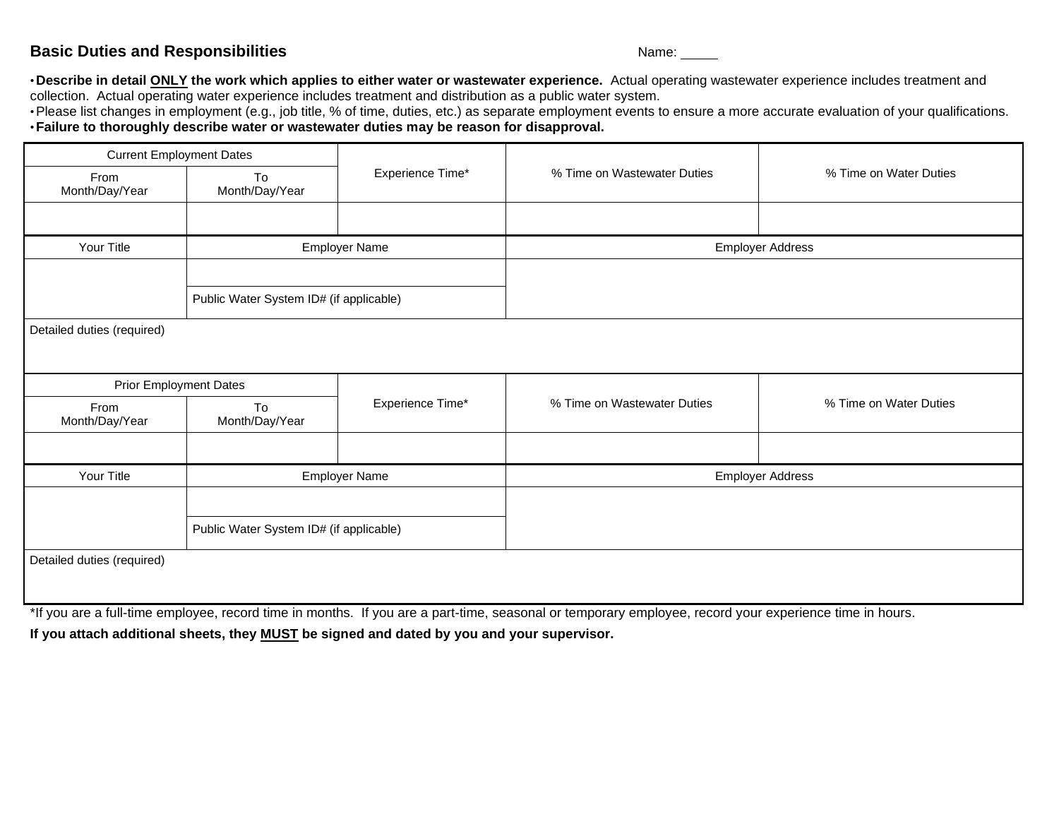## Basic Duties and Responsibilities

Name: _____

- **Describe in detail <u>ONLY</u> the work which applies to either water or wastewater experience.** Actual operating wastewater experience includes treatment and collection. Actual operating water experience includes treatment and distribution as a public water system.
- Please list changes in employment (e.g., job title, % of time, duties, etc.) as separate employment events to ensure a more accurate evaluation of your qualifications.
- **Failure to thoroughly describe water or wastewater duties may be reason for disapproval.**

| Current Employment Dates | | Experience Time* | % Time on Wastewater Duties | % Time on Water Duties |
|---|---|---|---|---|
| From Month/Day/Year | To Month/Day/Year | | | |
| | | | | |
| Your Title | Employer Name | | Employer Address | |
| | | | | |
| | Public Water System ID# (if applicable) | | | |
| Detailed duties (required) | | | | |
| | | | | |

| Prior Employment Dates | | Experience Time* | % Time on Wastewater Duties | % Time on Water Duties |
|---|---|---|---|---|
| From Month/Day/Year | To Month/Day/Year | | | |
| | | | | |
| Your Title | Employer Name | | Employer Address | |
| | | | | |
| | Public Water System ID# (if applicable) | | | |
| Detailed duties (required) | | | | |
| | | | | |

*If you are a full-time employee, record time in months. If you are a part-time, seasonal or temporary employee, record your experience time in hours.

**If you attach additional sheets, they <u>MUST</u> be signed and dated by you and your supervisor.**